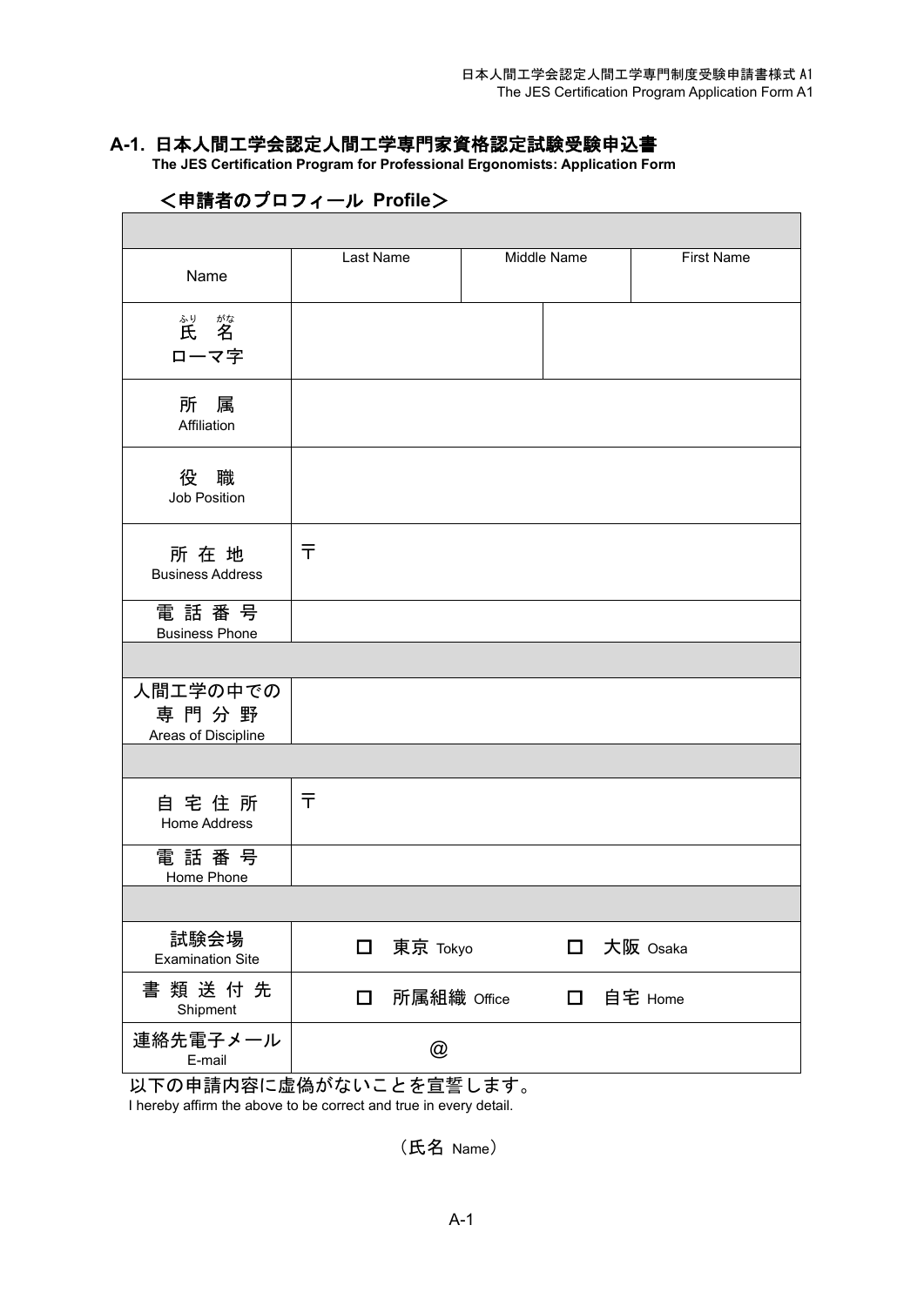## A-1. 日本人間工学会認定人間工学専門家資格認定試験受験申込書

**The JES Certification Program for Professional Ergonomists: Application Form**

### <申請者のプロフィール Profile>

| | | | |
|---|---|---|---|
| | | | |
| Name | Last Name | Middle Name | First Name |
| 氏名（ふりがな）<br>ローマ字 | | | |
| 所属<br>Affiliation | | | |
| 役職<br>Job Position | | | |
| 所在地<br>Business Address | 〒 | | |
| 電話番号<br>Business Phone | | | |
| | | | |
| 人間工学の中での<br>専門分野<br>Areas of Discipline | | | |
| | | | |
| 自宅住所<br>Home Address | 〒 | | |
| 電話番号<br>Home Phone | | | |
| | | | |
| 試験会場<br>Examination Site | □ 東京 Tokyo | □ 大阪 Osaka | |
| 書類送付先<br>Shipment | □ 所属組織 Office | □ 自宅 Home | |
| 連絡先電子メール<br>E-mail | @ | | |

以下の申請内容に虚偽がないことを宣誓します。
I hereby affirm the above to be correct and true in every detail.

（氏名 Name）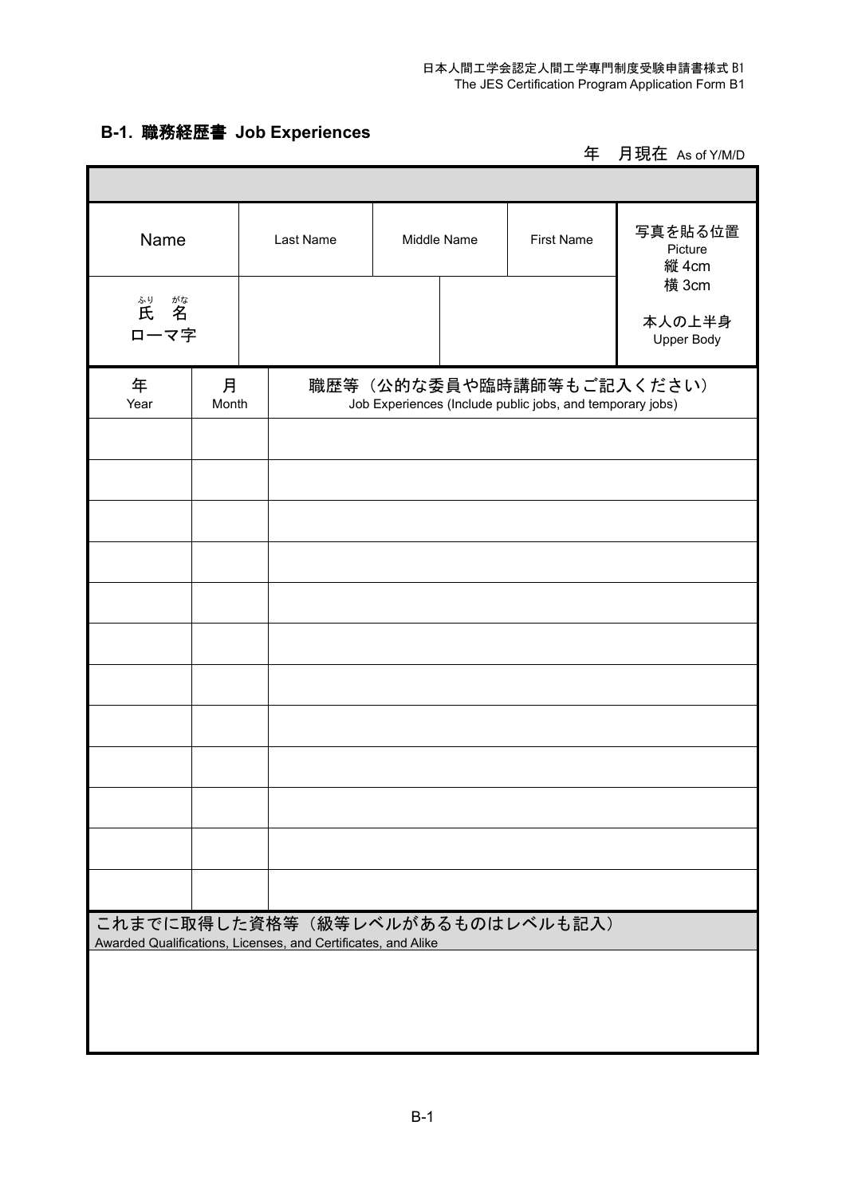日本人間工学会認定人間工学専門制度受験申請書様式 B1
The JES Certification Program Application Form B1

## B-1. 職務経歴書 Job Experiences

年　月現在 As of Y/M/D

| Name | Last Name | Middle Name | First Name | 写真を貼る位置 Picture 縦 4cm 横 3cm 本人の上半身 Upper Body |
|---|---|---|---|---|
| 氏名（ふりがな） ローマ字 | | | | |

| 年 Year | 月 Month | 職歴等（公的な委員や臨時講師等もご記入ください） Job Experiences (Include public jobs, and temporary jobs) |
|---|---|---|
| | | |
| | | |
| | | |
| | | |
| | | |
| | | |
| | | |
| | | |
| | | |
| | | |
| | | |
| | | |

| これまでに取得した資格等（級等レベルがあるものはレベルも記入） Awarded Qualifications, Licenses, and Certificates, and Alike |
|---|
| |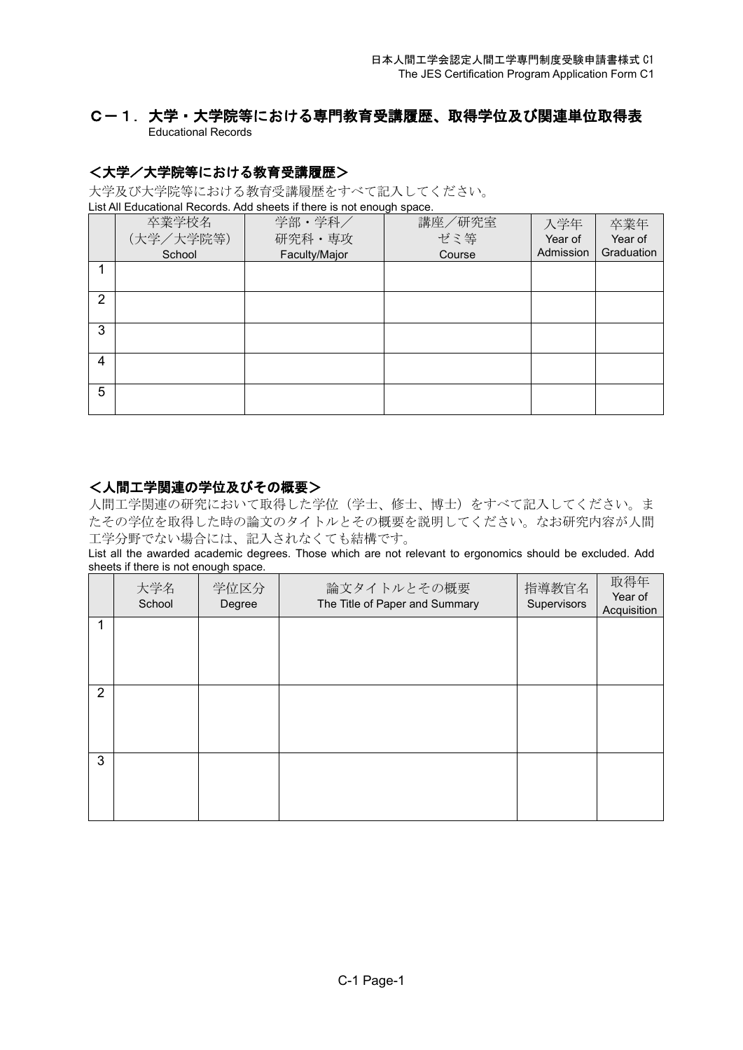## Ｃ－１．大学・大学院等における専門教育受講履歴、取得学位及び関連単位取得表

Educational Records

### ＜大学／大学院等における教育受講履歴＞

大学及び大学院等における教育受講履歴をすべて記入してください。

List All Educational Records. Add sheets if there is not enough space.

| | 卒業学校名（大学／大学院等）School | 学部・学科／研究科・専攻 Faculty/Major | 講座／研究室 ゼミ等 Course | 入学年 Year of Admission | 卒業年 Year of Graduation |
|---|---|---|---|---|---|
| 1 | | | | | |
| 2 | | | | | |
| 3 | | | | | |
| 4 | | | | | |
| 5 | | | | | |

### ＜人間工学関連の学位及びその概要＞

人間工学関連の研究において取得した学位（学士、修士、博士）をすべて記入してください。またその学位を取得した時の論文のタイトルとその概要を説明してください。なお研究内容が人間工学分野でない場合には、記入されなくても結構です。

List all the awarded academic degrees. Those which are not relevant to ergonomics should be excluded. Add sheets if there is not enough space.

| | 大学名 School | 学位区分 Degree | 論文タイトルとその概要 The Title of Paper and Summary | 指導教官名 Supervisors | 取得年 Year of Acquisition |
|---|---|---|---|---|---|
| 1 | | | | | |
| 2 | | | | | |
| 3 | | | | | |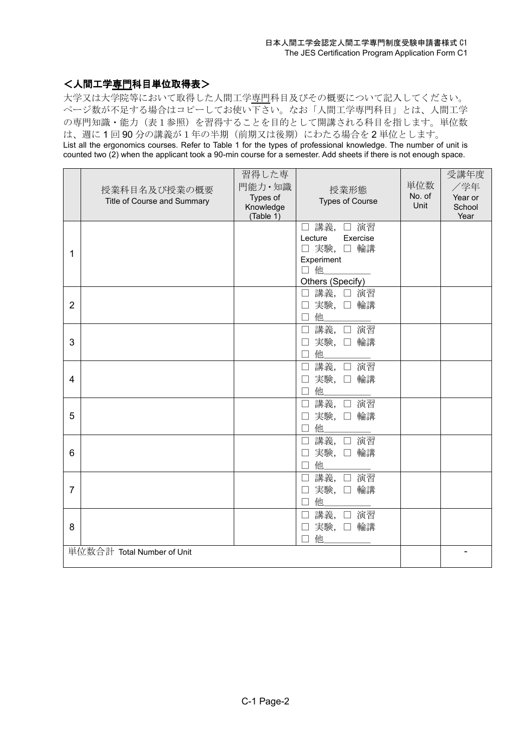## ＜人間工学専門科目単位取得表＞

大学又は大学院等において取得した人間工学専門科目及びその概要について記入してください。ページ数が不足する場合はコピーしてお使い下さい。なお「人間工学専門科目」とは、人間工学の専門知識・能力（表１参照）を習得することを目的として開講される科目を指します。単位数は、週に１回 90 分の講義が１年の半期（前期又は後期）にわたる場合を２単位とします。

List all the ergonomics courses. Refer to Table 1 for the types of professional knowledge. The number of unit is counted two (2) when the applicant took a 90-min course for a semester. Add sheets if there is not enough space.

| | 授業科目名及び授業の概要 Title of Course and Summary | 習得した専門能力・知識 Types of Knowledge (Table 1) | 授業形態 Types of Course | 単位数 No. of Unit | 受講年度／学年 Year or School Year |
|---|---|---|---|---|---|
| 1 | | | □ 講義, □ 演習 Lecture Exercise □ 実験, □ 輪講 Experiment □ 他_________ Others (Specify) | | |
| 2 | | | □ 講義, □ 演習 □ 実験, □ 輪講 □ 他_________ | | |
| 3 | | | □ 講義, □ 演習 □ 実験, □ 輪講 □ 他_________ | | |
| 4 | | | □ 講義, □ 演習 □ 実験, □ 輪講 □ 他_________ | | |
| 5 | | | □ 講義, □ 演習 □ 実験, □ 輪講 □ 他_________ | | |
| 6 | | | □ 講義, □ 演習 □ 実験, □ 輪講 □ 他_________ | | |
| 7 | | | □ 講義, □ 演習 □ 実験, □ 輪講 □ 他_________ | | |
| 8 | | | □ 講義, □ 演習 □ 実験, □ 輪講 □ 他_________ | | |
| 単位数合計 Total Number of Unit | | | | | - |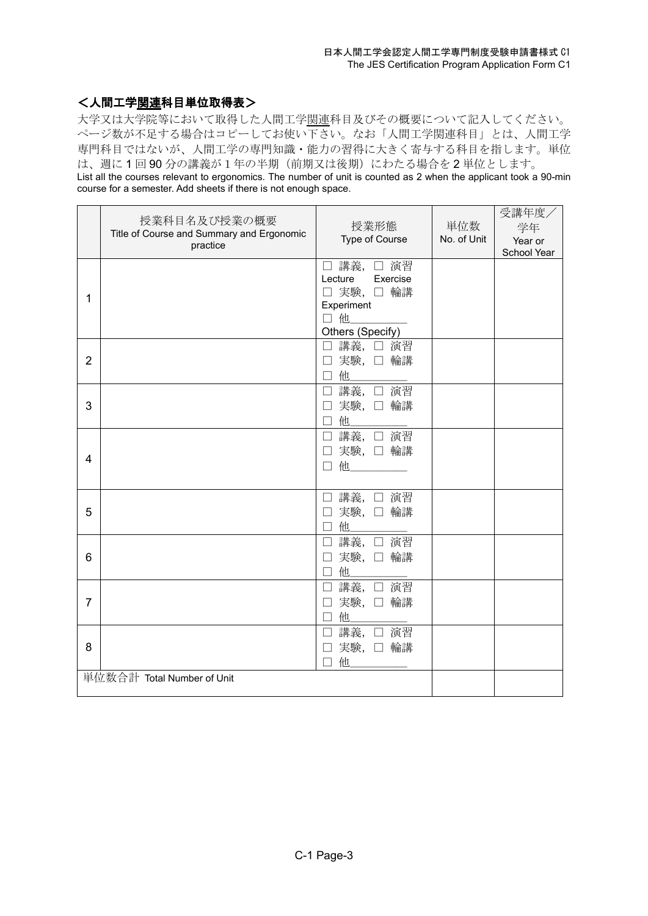日本人間工学会認定人間工学専門制度受験申請書様式 C1
The JES Certification Program Application Form C1

## ＜人間工学関連科目単位取得表＞

大学又は大学院等において取得した人間工学関連科目及びその概要について記入してください。ページ数が不足する場合はコピーしてお使い下さい。なお「人間工学関連科目」とは、人間工学専門科目ではないが、人間工学の専門知識・能力の習得に大きく寄与する科目を指します。単位は、週に 1 回 90 分の講義が 1 年の半期（前期又は後期）にわたる場合を 2 単位とします。

List all the courses relevant to ergonomics. The number of unit is counted as 2 when the applicant took a 90-min course for a semester. Add sheets if there is not enough space.

| | 授業科目名及び授業の概要<br>Title of Course and Summary and Ergonomic practice | 授業形態<br>Type of Course | 単位数<br>No. of Unit | 受講年度／学年<br>Year or School Year |
|---|---|---|---|---|
| 1 | | □ 講義, □ 演習<br>Lecture Exercise<br>□ 実験, □ 輪講<br>Experiment<br>□ 他\_\_\_\_\_\_\_\_<br>Others (Specify) | | |
| 2 | | □ 講義, □ 演習<br>□ 実験, □ 輪講<br>□ 他\_\_\_\_\_\_\_\_ | | |
| 3 | | □ 講義, □ 演習<br>□ 実験, □ 輪講<br>□ 他\_\_\_\_\_\_\_\_ | | |
| 4 | | □ 講義, □ 演習<br>□ 実験, □ 輪講<br>□ 他\_\_\_\_\_\_\_\_ | | |
| 5 | | □ 講義, □ 演習<br>□ 実験, □ 輪講<br>□ 他\_\_\_\_\_\_\_\_ | | |
| 6 | | □ 講義, □ 演習<br>□ 実験, □ 輪講<br>□ 他\_\_\_\_\_\_\_\_ | | |
| 7 | | □ 講義, □ 演習<br>□ 実験, □ 輪講<br>□ 他\_\_\_\_\_\_\_\_ | | |
| 8 | | □ 講義, □ 演習<br>□ 実験, □ 輪講<br>□ 他\_\_\_\_\_\_\_\_ | | |
| 単位数合計 Total Number of Unit | | | | |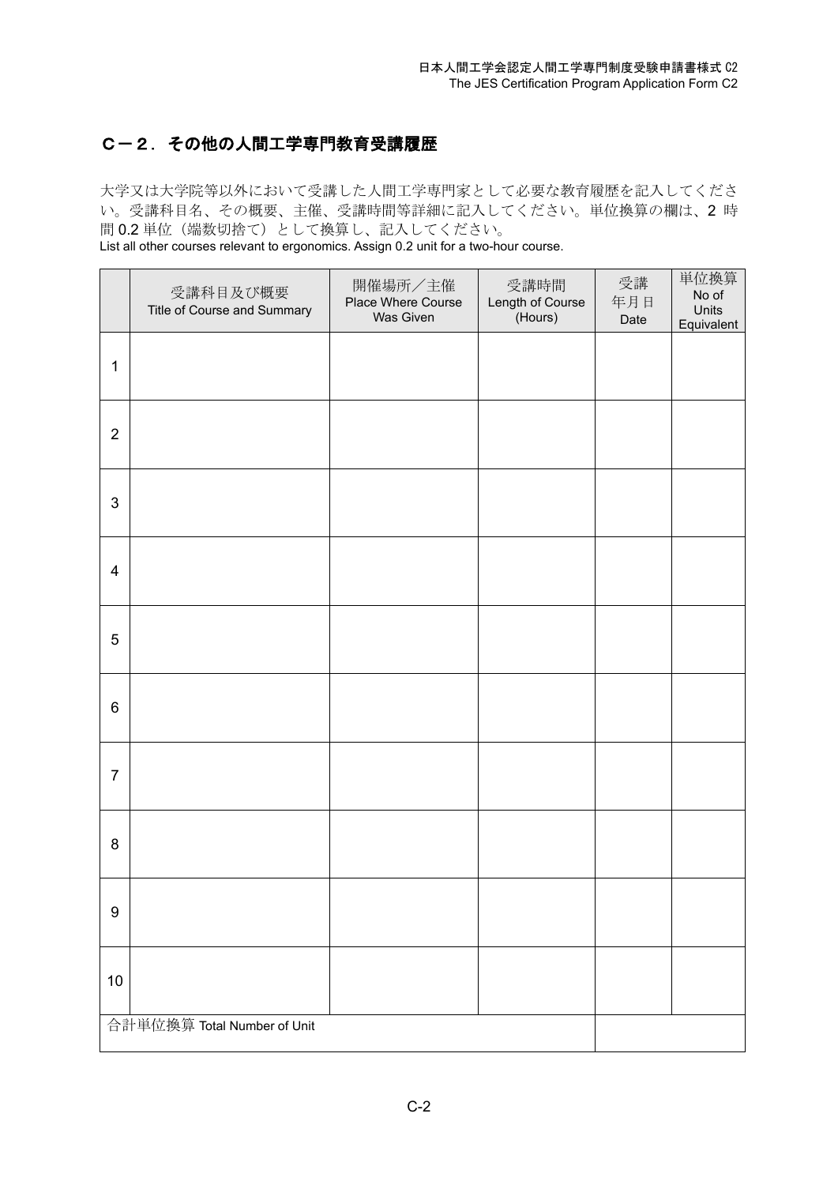日本人間工学会認定人間工学専門制度受験申請書様式 C2
The JES Certification Program Application Form C2

## C－２．その他の人間工学専門教育受講履歴

大学又は大学院等以外において受講した人間工学専門家として必要な教育履歴を記入してください。受講科目名、その概要、主催、受講時間等詳細に記入してください。単位換算の欄は、2 時間 0.2 単位（端数切捨て）として換算し、記入してください。
List all other courses relevant to ergonomics. Assign 0.2 unit for a two-hour course.

| | 受講科目及び概要 Title of Course and Summary | 開催場所／主催 Place Where Course Was Given | 受講時間 Length of Course (Hours) | 受講年月日 Date | 単位換算 No of Units Equivalent |
|---|---|---|---|---|---|
| 1 | | | | | |
| 2 | | | | | |
| 3 | | | | | |
| 4 | | | | | |
| 5 | | | | | |
| 6 | | | | | |
| 7 | | | | | |
| 8 | | | | | |
| 9 | | | | | |
| 10 | | | | | |
| 合計単位換算 Total Number of Unit | | | | | |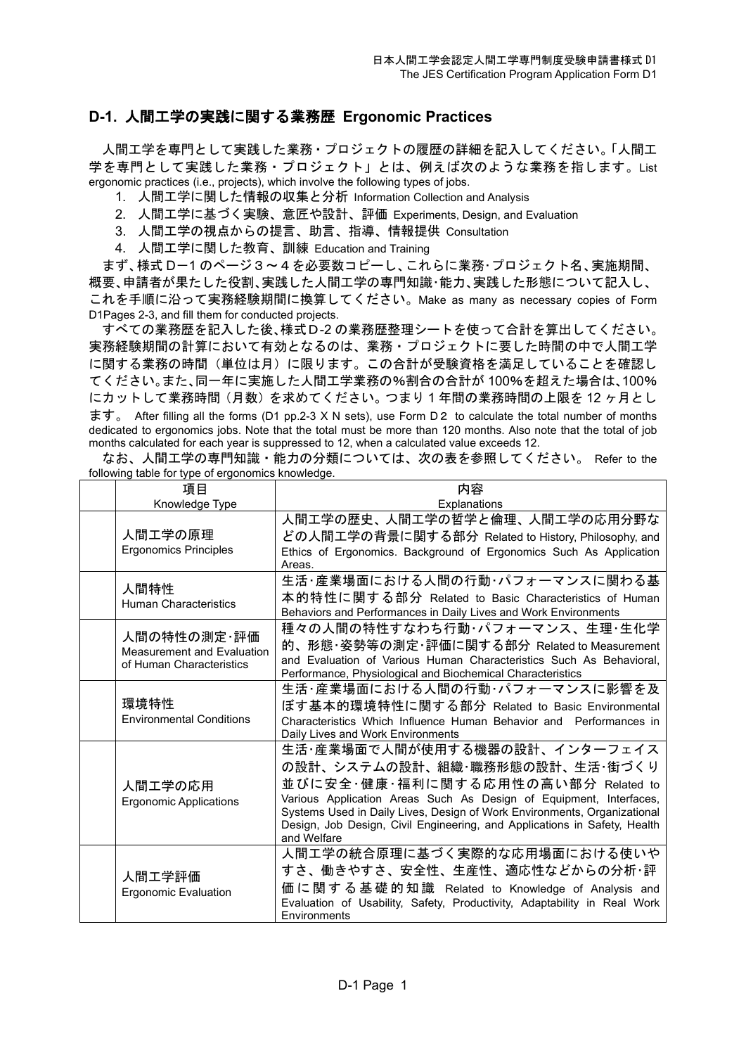## D-1. 人間工学の実践に関する業務歴 Ergonomic Practices

人間工学を専門として実践した業務・プロジェクトの履歴の詳細を記入してください。「人間工学を専門として実践した業務・プロジェクト」とは、例えば次のような業務を指します。List ergonomic practices (i.e., projects), which involve the following types of jobs.

1. 人間工学に関した情報の収集と分析 Information Collection and Analysis
2. 人間工学に基づく実験、意匠や設計、評価 Experiments, Design, and Evaluation
3. 人間工学の視点からの提言、助言、指導、情報提供 Consultation
4. 人間工学に関した教育、訓練 Education and Training

まず、様式 D−1 のページ３～４を必要数コピーし、これらに業務･プロジェクト名、実施期間、概要、申請者が果たした役割、実践した人間工学の専門知識・能力、実践した形態について記入し、これを手順に沿って実務経験期間に換算してください。Make as many as necessary copies of Form D1Pages 2-3, and fill them for conducted projects.

すべての業務歴を記入した後、様式D-2 の業務歴整理シートを使って合計を算出してください。実務経験期間の計算において有効となるのは、業務・プロジェクトに要した時間の中で人間工学に関する業務の時間（単位は月）に限ります。この合計が受験資格を満足していることを確認してください。また、同一年に実施した人間工学業務の%割合の合計が 100%を超えた場合は、100%にカットして業務時間（月数）を求めてください。つまり 1 年間の業務時間の上限を 12 ヶ月とします。 After filling all the forms (D1 pp.2-3 X N sets), use Form D２ to calculate the total number of months dedicated to ergonomics jobs. Note that the total must be more than 120 months. Also note that the total of job months calculated for each year is suppressed to 12, when a calculated value exceeds 12.

なお、人間工学の専門知識・能力の分類については、次の表を参照してください。 Refer to the following table for type of ergonomics knowledge.

| | 項目<br>Knowledge Type | 内容<br>Explanations |
|---|---|---|
| | 人間工学の原理<br>Ergonomics Principles | 人間工学の歴史、人間工学の哲学と倫理、人間工学の応用分野などの人間工学の背景に関する部分 Related to History, Philosophy, and Ethics of Ergonomics. Background of Ergonomics Such As Application Areas. |
| | 人間特性<br>Human Characteristics | 生活･産業場面における人間の行動･パフォーマンスに関わる基本的特性に関する部分 Related to Basic Characteristics of Human Behaviors and Performances in Daily Lives and Work Environments |
| | 人間の特性の測定･評価<br>Measurement and Evaluation of Human Characteristics | 種々の人間の特性すなわち行動･パフォーマンス、生理･生化学的、形態･姿勢等の測定･評価に関する部分 Related to Measurement and Evaluation of Various Human Characteristics Such As Behavioral, Performance, Physiological and Biochemical Characteristics |
| | 環境特性<br>Environmental Conditions | 生活･産業場面における人間の行動･パフォーマンスに影響を及ぼす基本的環境特性に関する部分 Related to Basic Environmental Characteristics Which Influence Human Behavior and Performances in Daily Lives and Work Environments |
| | 人間工学の応用<br>Ergonomic Applications | 生活･産業場面で人間が使用する機器の設計、インターフェイスの設計、システムの設計、組織･職務形態の設計、生活･街づくり並びに安全･健康･福利に関する応用性の高い部分 Related to Various Application Areas Such As Design of Equipment, Interfaces, Systems Used in Daily Lives, Design of Work Environments, Organizational Design, Job Design, Civil Engineering, and Applications in Safety, Health and Welfare |
| | 人間工学評価<br>Ergonomic Evaluation | 人間工学の統合原理に基づく実際的な応用場面における使いやすさ、働きやすさ、安全性、生産性、適応性などからの分析･評価に関する基礎的知識 Related to Knowledge of Analysis and Evaluation of Usability, Safety, Productivity, Adaptability in Real Work Environments |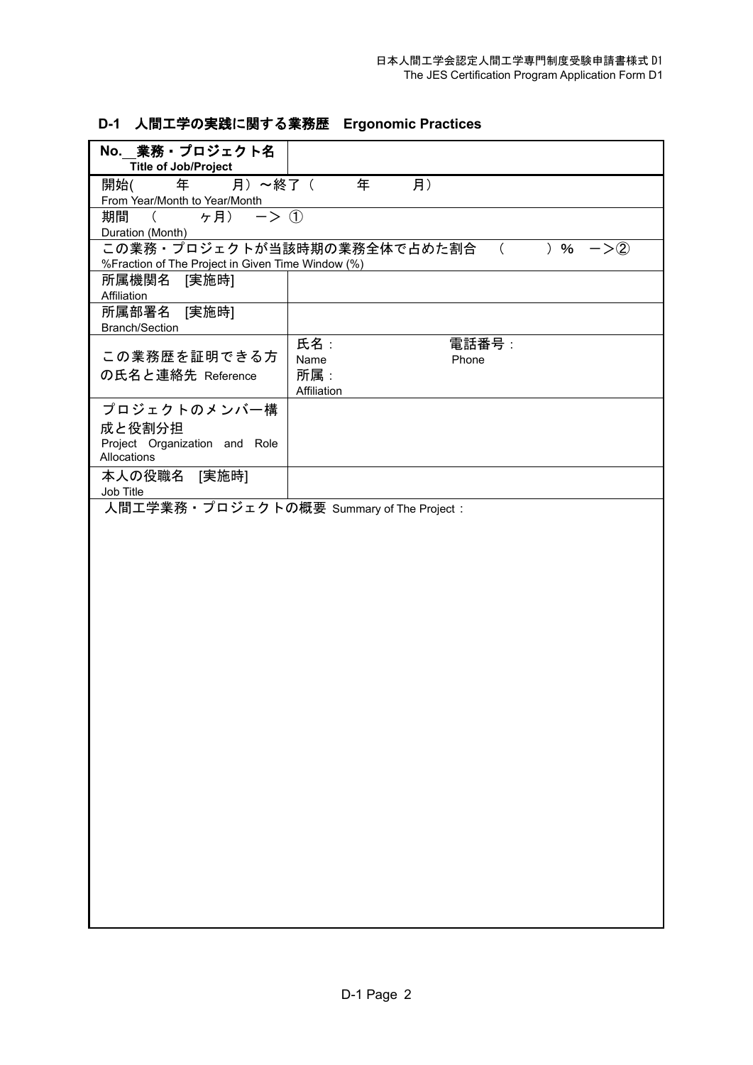## D-1　人間工学の実践に関する業務歴　Ergonomic Practices

| **No.\_\_業務・プロジェクト名**<br>**Title of Job/Project** | |
|---|---|
| 開始(　　　年　　　月）～終了（　　　年　　　月）<br>From Year/Month to Year/Month | |
| 期間　（　　　ヶ月）　ー＞ ①<br>Duration (Month) | |
| この業務・プロジェクトが当該時期の業務全体で占めた割合　（　　　）**%**　ー＞②<br>%Fraction of The Project in Given Time Window (%) | |
| 所属機関名　[実施時]<br>Affiliation | |
| 所属部署名　[実施時]<br>Branch/Section | |
| この業務歴を証明できる方の氏名と連絡先 Reference | 氏名：　　　　　　　　　電話番号：<br>Name　　　　　　　　　　Phone<br>所属：<br>Affiliation |
| プロジェクトのメンバー構成と役割分担<br>Project Organization and Role Allocations | |
| 本人の役職名　[実施時]<br>Job Title | |
| 人間工学業務・プロジェクトの概要 Summary of The Project： | |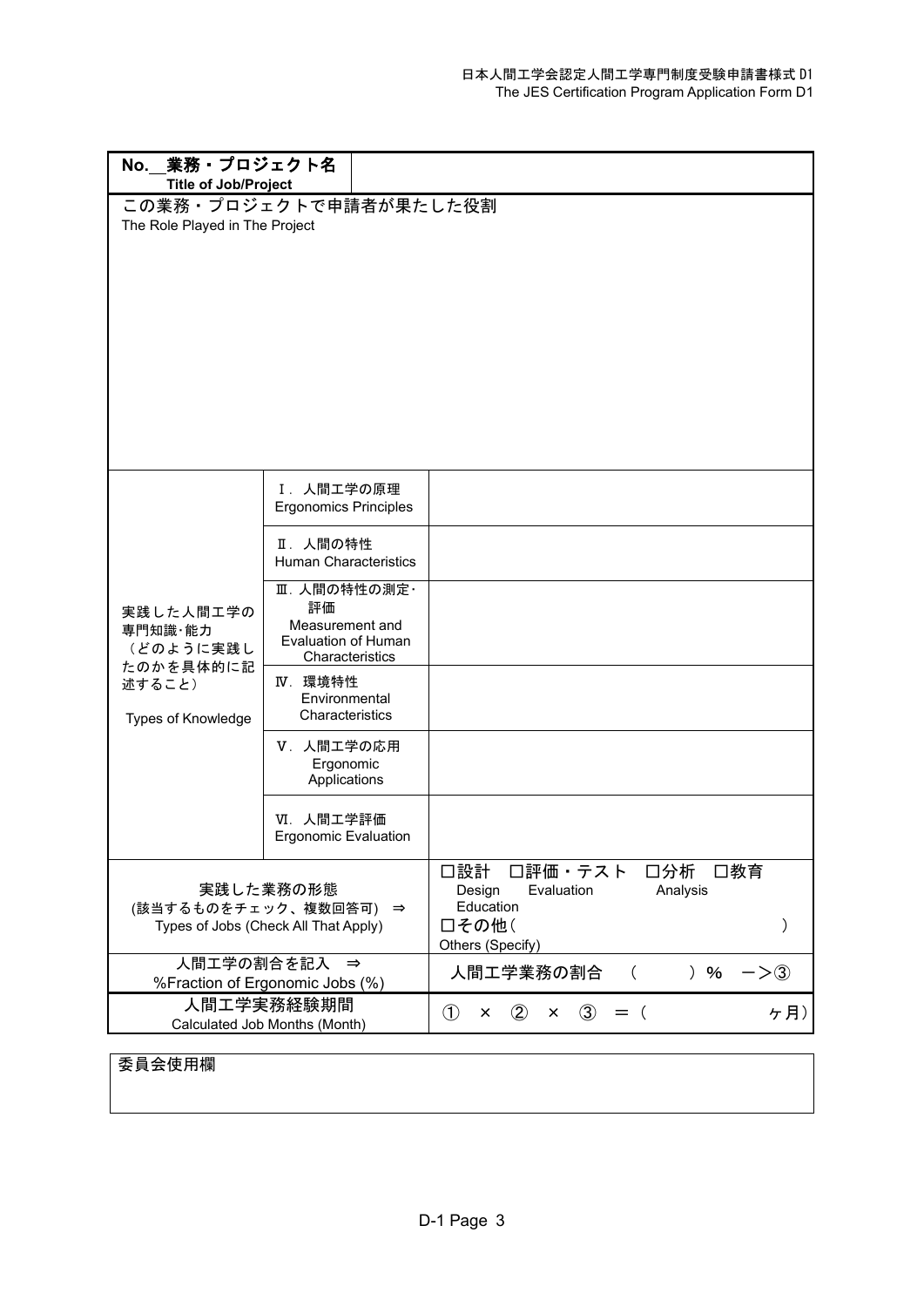日本人間工学会認定人間工学専門制度受験申請書様式 D1
The JES Certification Program Application Form D1

| **No.__業務・プロジェクト名** **Title of Job/Project** | | |
|---|---|---|
| この業務・プロジェクトで申請者が果たした役割 The Role Played in The Project | | |
| 実践した人間工学の専門知識･能力 （どのように実践したのかを具体的に記述すること） Types of Knowledge | Ⅰ．人間工学の原理 Ergonomics Principles | |
| | Ⅱ．人間の特性 Human Characteristics | |
| | Ⅲ．人間の特性の測定･評価 Measurement and Evaluation of Human Characteristics | |
| | Ⅳ．環境特性 Environmental Characteristics | |
| | Ⅴ．人間工学の応用 Ergonomic Applications | |
| | Ⅵ．人間工学評価 Ergonomic Evaluation | |
| 実践した業務の形態 (該当するものをチェック、複数回答可) ⇒ Types of Jobs (Check All That Apply) | | □設計 Design □評価・テスト Evaluation □分析 Analysis □教育 Education □その他（　　　　　） Others (Specify) |
| 人間工学の割合を記入 ⇒ %Fraction of Ergonomic Jobs (%) | | 人間工学業務の割合　（　　　）％　－＞③ |
| 人間工学実務経験期間 Calculated Job Months (Month) | | ①　×　②　×　③　＝（　　　　　ヶ月） |

| 委員会使用欄 |
|---|
| |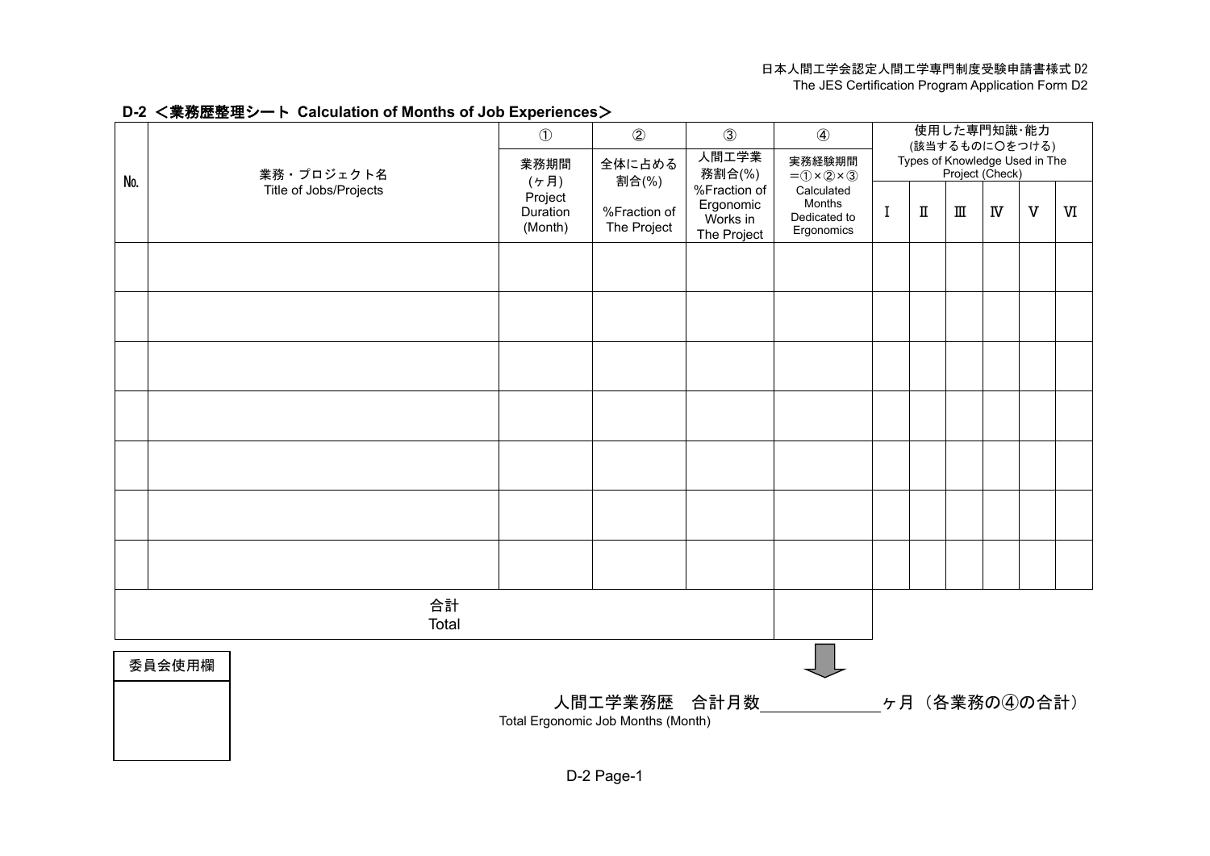日本人間工学会認定人間工学専門制度受験申請書様式 D2
The JES Certification Program Application Form D2

## D-2 ＜業務歴整理シート Calculation of Months of Job Experiences＞

| No. | 業務・プロジェクト名<br>Title of Jobs/Projects | ①<br>業務期間(ヶ月)<br>Project Duration (Month) | ②<br>全体に占める割合(%)<br>%Fraction of The Project | ③<br>人間工学業務割合(%)<br>%Fraction of Ergonomic Works in The Project | ④<br>実務経験期間<br>＝①×②×③<br>Calculated Months Dedicated to Ergonomics | 使用した専門知識･能力<br>(該当するものに○をつける)<br>Types of Knowledge Used in The Project (Check) | | | | | |
|---|---|---|---|---|---|---|---|---|---|---|---|
| | | | | | | Ⅰ | Ⅱ | Ⅲ | Ⅳ | Ⅴ | Ⅵ |
| | | | | | | | | | | | |
| | | | | | | | | | | | |
| | | | | | | | | | | | |
| | | | | | | | | | | | |
| | | | | | | | | | | | |
| | | | | | | | | | | | |
| | | | | | | | | | | | |
| 合計<br>Total | | | | | | | | | | | |

| 委員会使用欄 |
|---|
| |

人間工学業務歴　合計月数＿＿＿＿＿＿＿ヶ月（各業務の④の合計）
Total Ergonomic Job Months (Month)

D-2 Page-1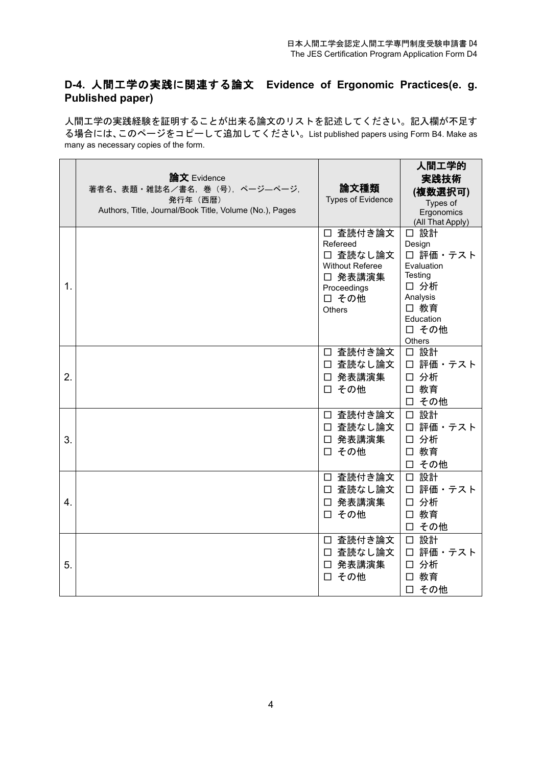## D-4. 人間工学の実践に関連する論文　Evidence of Ergonomic Practices(e. g. Published paper)

人間工学の実践経験を証明することが出来る論文のリストを記述してください。記入欄が不足する場合には、このページをコピーして追加してください。List published papers using Form B4. Make as many as necessary copies of the form.

| | **論文** Evidence<br>著者名、表題・雑誌名／書名，巻（号），ページ―ページ，発行年（西暦）<br>Authors, Title, Journal/Book Title, Volume (No.), Pages | **論文種類**<br>Types of Evidence | **人間工学的実践技術 (複数選択可)**<br>Types of Ergonomics (All That Apply) |
|---|---|---|---|
| 1. | | □ 査読付き論文 Refereed<br>□ 査読なし論文 Without Referee<br>□ 発表講演集 Proceedings<br>□ その他 Others | □ 設計 Design<br>□ 評価・テスト Evaluation Testing<br>□ 分析 Analysis<br>□ 教育 Education<br>□ その他 Others |
| 2. | | □ 査読付き論文<br>□ 査読なし論文<br>□ 発表講演集<br>□ その他 | □ 設計<br>□ 評価・テスト<br>□ 分析<br>□ 教育<br>□ その他 |
| 3. | | □ 査読付き論文<br>□ 査読なし論文<br>□ 発表講演集<br>□ その他 | □ 設計<br>□ 評価・テスト<br>□ 分析<br>□ 教育<br>□ その他 |
| 4. | | □ 査読付き論文<br>□ 査読なし論文<br>□ 発表講演集<br>□ その他 | □ 設計<br>□ 評価・テスト<br>□ 分析<br>□ 教育<br>□ その他 |
| 5. | | □ 査読付き論文<br>□ 査読なし論文<br>□ 発表講演集<br>□ その他 | □ 設計<br>□ 評価・テスト<br>□ 分析<br>□ 教育<br>□ その他 |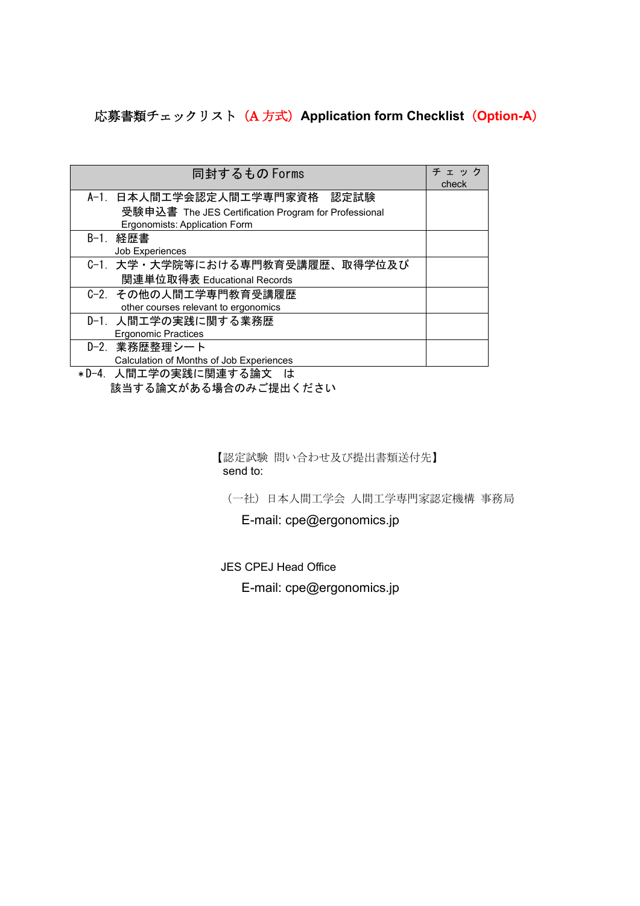## 応募書類チェックリスト（A 方式）Application form Checklist（Option-A）

| 同封するもの Forms | チェック check |
|---|---|
| A-1. 日本人間工学会認定人間工学専門家資格　認定試験受験申込書 The JES Certification Program for Professional Ergonomists: Application Form | |
| B-1. 経歴書 Job Experiences | |
| C-1. 大学・大学院等における専門教育受講履歴、取得学位及び関連単位取得表 Educational Records | |
| C-2. その他の人間工学専門教育受講履歴 other courses relevant to ergonomics | |
| D-1. 人間工学の実践に関する業務歴 Ergonomic Practices | |
| D-2. 業務歴整理シート Calculation of Months of Job Experiences | |

＊D-4. 人間工学の実践に関連する論文　は
該当する論文がある場合のみご提出ください

【認定試験 問い合わせ及び提出書類送付先】
send to:

（一社）日本人間工学会 人間工学専門家認定機構 事務局

E-mail: cpe@ergonomics.jp

JES CPEJ Head Office

E-mail: cpe@ergonomics.jp